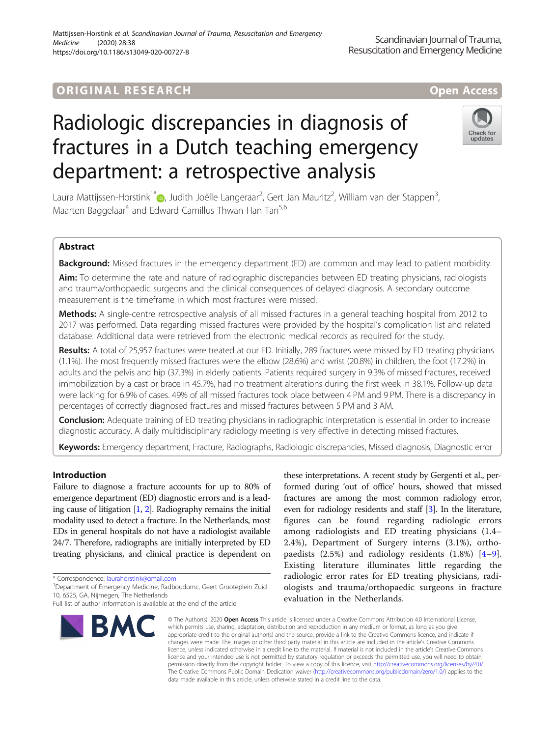ORIGINAL RESEARCH

Open Access

# Radiologic discrepancies in diagnosis of fractures in a Dutch teaching emergency department: a retrospective analysis

Laura Mattijssen-Horstink[1*], Judith Joëlle Langeraar[2], Gert Jan Mauritz[2], William van der Stappen[3], Maarten Baggelaar[4] and Edward Camillus Thwan Han Tan[5,6]

## Abstract

**Background:** Missed fractures in the emergency department (ED) are common and may lead to patient morbidity.

**Aim:** To determine the rate and nature of radiographic discrepancies between ED treating physicians, radiologists and trauma/orthopaedic surgeons and the clinical consequences of delayed diagnosis. A secondary outcome measurement is the timeframe in which most fractures were missed.

**Methods:** A single-centre retrospective analysis of all missed fractures in a general teaching hospital from 2012 to 2017 was performed. Data regarding missed fractures were provided by the hospital's complication list and related database. Additional data were retrieved from the electronic medical records as required for the study.

**Results:** A total of 25,957 fractures were treated at our ED. Initially, 289 fractures were missed by ED treating physicians (1.1%). The most frequently missed fractures were the elbow (28.6%) and wrist (20.8%) in children, the foot (17.2%) in adults and the pelvis and hip (37.3%) in elderly patients. Patients required surgery in 9.3% of missed fractures, received immobilization by a cast or brace in 45.7%, had no treatment alterations during the first week in 38.1%. Follow-up data were lacking for 6.9% of cases. 49% of all missed fractures took place between 4 PM and 9 PM. There is a discrepancy in percentages of correctly diagnosed fractures and missed fractures between 5 PM and 3 AM.

**Conclusion:** Adequate training of ED treating physicians in radiographic interpretation is essential in order to increase diagnostic accuracy. A daily multidisciplinary radiology meeting is very effective in detecting missed fractures.

**Keywords:** Emergency department, Fracture, Radiographs, Radiologic discrepancies, Missed diagnosis, Diagnostic error

## Introduction

Failure to diagnose a fracture accounts for up to 80% of emergence department (ED) diagnostic errors and is a leading cause of litigation [1, 2]. Radiography remains the initial modality used to detect a fracture. In the Netherlands, most EDs in general hospitals do not have a radiologist available 24/7. Therefore, radiographs are initially interpreted by ED treating physicians, and clinical practice is dependent on these interpretations. A recent study by Gergenti et al., performed during 'out of office' hours, showed that missed fractures are among the most common radiology error, even for radiology residents and staff [3]. In the literature, figures can be found regarding radiologic errors among radiologists and ED treating physicians (1.4–2.4%), Department of Surgery interns (3.1%), orthopaedists (2.5%) and radiology residents (1.8%) [4–9]. Existing literature illuminates little regarding the radiologic error rates for ED treating physicians, radiologists and trauma/orthopaedic surgeons in fracture evaluation in the Netherlands.

\* Correspondence: laurahorstink@gmail.com
[1]Department of Emergency Medicine, Radboudumc, Geert Grooteplein Zuid 10, 6525, GA, Nijmegen, The Netherlands
Full list of author information is available at the end of the article

© The Author(s). 2020 **Open Access** This article is licensed under a Creative Commons Attribution 4.0 International License, which permits use, sharing, adaptation, distribution and reproduction in any medium or format, as long as you give appropriate credit to the original author(s) and the source, provide a link to the Creative Commons licence, and indicate if changes were made. The images or other third party material in this article are included in the article's Creative Commons licence, unless indicated otherwise in a credit line to the material. If material is not included in the article's Creative Commons licence and your intended use is not permitted by statutory regulation or exceeds the permitted use, you will need to obtain permission directly from the copyright holder. To view a copy of this licence, visit http://creativecommons.org/licenses/by/4.0/. The Creative Commons Public Domain Dedication waiver (http://creativecommons.org/publicdomain/zero/1.0/) applies to the data made available in this article, unless otherwise stated in a credit line to the data.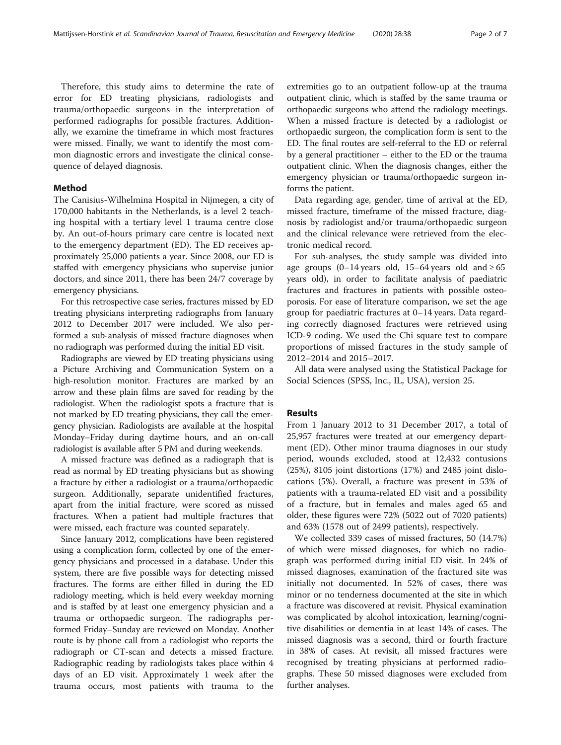Therefore, this study aims to determine the rate of error for ED treating physicians, radiologists and trauma/orthopaedic surgeons in the interpretation of performed radiographs for possible fractures. Additionally, we examine the timeframe in which most fractures were missed. Finally, we want to identify the most common diagnostic errors and investigate the clinical consequence of delayed diagnosis.

## Method

The Canisius-Wilhelmina Hospital in Nijmegen, a city of 170,000 habitants in the Netherlands, is a level 2 teaching hospital with a tertiary level 1 trauma centre close by. An out-of-hours primary care centre is located next to the emergency department (ED). The ED receives approximately 25,000 patients a year. Since 2008, our ED is staffed with emergency physicians who supervise junior doctors, and since 2011, there has been 24/7 coverage by emergency physicians.

For this retrospective case series, fractures missed by ED treating physicians interpreting radiographs from January 2012 to December 2017 were included. We also performed a sub-analysis of missed fracture diagnoses when no radiograph was performed during the initial ED visit.

Radiographs are viewed by ED treating physicians using a Picture Archiving and Communication System on a high-resolution monitor. Fractures are marked by an arrow and these plain films are saved for reading by the radiologist. When the radiologist spots a fracture that is not marked by ED treating physicians, they call the emergency physician. Radiologists are available at the hospital Monday–Friday during daytime hours, and an on-call radiologist is available after 5 PM and during weekends.

A missed fracture was defined as a radiograph that is read as normal by ED treating physicians but as showing a fracture by either a radiologist or a trauma/orthopaedic surgeon. Additionally, separate unidentified fractures, apart from the initial fracture, were scored as missed fractures. When a patient had multiple fractures that were missed, each fracture was counted separately.

Since January 2012, complications have been registered using a complication form, collected by one of the emergency physicians and processed in a database. Under this system, there are five possible ways for detecting missed fractures. The forms are either filled in during the ED radiology meeting, which is held every weekday morning and is staffed by at least one emergency physician and a trauma or orthopaedic surgeon. The radiographs performed Friday–Sunday are reviewed on Monday. Another route is by phone call from a radiologist who reports the radiograph or CT-scan and detects a missed fracture. Radiographic reading by radiologists takes place within 4 days of an ED visit. Approximately 1 week after the trauma occurs, most patients with trauma to the extremities go to an outpatient follow-up at the trauma outpatient clinic, which is staffed by the same trauma or orthopaedic surgeons who attend the radiology meetings. When a missed fracture is detected by a radiologist or orthopaedic surgeon, the complication form is sent to the ED. The final routes are self-referral to the ED or referral by a general practitioner – either to the ED or the trauma outpatient clinic. When the diagnosis changes, either the emergency physician or trauma/orthopaedic surgeon informs the patient.

Data regarding age, gender, time of arrival at the ED, missed fracture, timeframe of the missed fracture, diagnosis by radiologist and/or trauma/orthopaedic surgeon and the clinical relevance were retrieved from the electronic medical record.

For sub-analyses, the study sample was divided into age groups (0–14 years old, 15–64 years old and ≥ 65 years old), in order to facilitate analysis of paediatric fractures and fractures in patients with possible osteoporosis. For ease of literature comparison, we set the age group for paediatric fractures at 0–14 years. Data regarding correctly diagnosed fractures were retrieved using ICD-9 coding. We used the Chi square test to compare proportions of missed fractures in the study sample of 2012–2014 and 2015–2017.

All data were analysed using the Statistical Package for Social Sciences (SPSS, Inc., IL, USA), version 25.

## Results

From 1 January 2012 to 31 December 2017, a total of 25,957 fractures were treated at our emergency department (ED). Other minor trauma diagnoses in our study period, wounds excluded, stood at 12,432 contusions (25%), 8105 joint distortions (17%) and 2485 joint dislocations (5%). Overall, a fracture was present in 53% of patients with a trauma-related ED visit and a possibility of a fracture, but in females and males aged 65 and older, these figures were 72% (5022 out of 7020 patients) and 63% (1578 out of 2499 patients), respectively.

We collected 339 cases of missed fractures, 50 (14.7%) of which were missed diagnoses, for which no radiograph was performed during initial ED visit. In 24% of missed diagnoses, examination of the fractured site was initially not documented. In 52% of cases, there was minor or no tenderness documented at the site in which a fracture was discovered at revisit. Physical examination was complicated by alcohol intoxication, learning/cognitive disabilities or dementia in at least 14% of cases. The missed diagnosis was a second, third or fourth fracture in 38% of cases. At revisit, all missed fractures were recognised by treating physicians at performed radiographs. These 50 missed diagnoses were excluded from further analyses.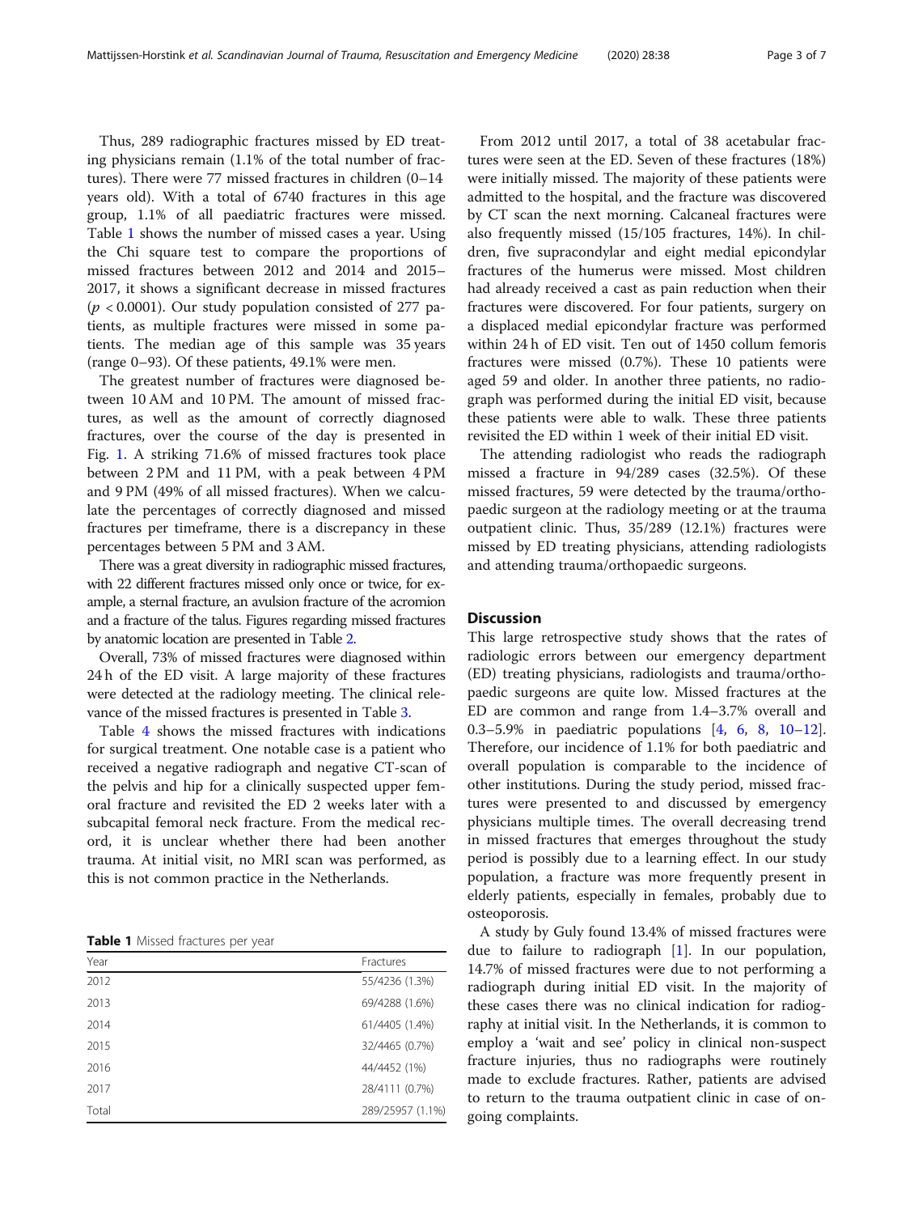Thus, 289 radiographic fractures missed by ED treating physicians remain (1.1% of the total number of fractures). There were 77 missed fractures in children (0–14 years old). With a total of 6740 fractures in this age group, 1.1% of all paediatric fractures were missed. Table 1 shows the number of missed cases a year. Using the Chi square test to compare the proportions of missed fractures between 2012 and 2014 and 2015–2017, it shows a significant decrease in missed fractures ($p < 0.0001$). Our study population consisted of 277 patients, as multiple fractures were missed in some patients. The median age of this sample was 35 years (range 0–93). Of these patients, 49.1% were men.

The greatest number of fractures were diagnosed between 10 AM and 10 PM. The amount of missed fractures, as well as the amount of correctly diagnosed fractures, over the course of the day is presented in Fig. 1. A striking 71.6% of missed fractures took place between 2 PM and 11 PM, with a peak between 4 PM and 9 PM (49% of all missed fractures). When we calculate the percentages of correctly diagnosed and missed fractures per timeframe, there is a discrepancy in these percentages between 5 PM and 3 AM.

There was a great diversity in radiographic missed fractures, with 22 different fractures missed only once or twice, for example, a sternal fracture, an avulsion fracture of the acromion and a fracture of the talus. Figures regarding missed fractures by anatomic location are presented in Table 2.

Overall, 73% of missed fractures were diagnosed within 24 h of the ED visit. A large majority of these fractures were detected at the radiology meeting. The clinical relevance of the missed fractures is presented in Table 3.

Table 4 shows the missed fractures with indications for surgical treatment. One notable case is a patient who received a negative radiograph and negative CT-scan of the pelvis and hip for a clinically suspected upper femoral fracture and revisited the ED 2 weeks later with a subcapital femoral neck fracture. From the medical record, it is unclear whether there had been another trauma. At initial visit, no MRI scan was performed, as this is not common practice in the Netherlands.

**Table 1** Missed fractures per year

| Year | Fractures |
|---|---|
| 2012 | 55/4236 (1.3%) |
| 2013 | 69/4288 (1.6%) |
| 2014 | 61/4405 (1.4%) |
| 2015 | 32/4465 (0.7%) |
| 2016 | 44/4452 (1%) |
| 2017 | 28/4111 (0.7%) |
| Total | 289/25957 (1.1%) |

From 2012 until 2017, a total of 38 acetabular fractures were seen at the ED. Seven of these fractures (18%) were initially missed. The majority of these patients were admitted to the hospital, and the fracture was discovered by CT scan the next morning. Calcaneal fractures were also frequently missed (15/105 fractures, 14%). In children, five supracondylar and eight medial epicondylar fractures of the humerus were missed. Most children had already received a cast as pain reduction when their fractures were discovered. For four patients, surgery on a displaced medial epicondylar fracture was performed within 24 h of ED visit. Ten out of 1450 collum femoris fractures were missed (0.7%). These 10 patients were aged 59 and older. In another three patients, no radiograph was performed during the initial ED visit, because these patients were able to walk. These three patients revisited the ED within 1 week of their initial ED visit.

The attending radiologist who reads the radiograph missed a fracture in 94/289 cases (32.5%). Of these missed fractures, 59 were detected by the trauma/orthopaedic surgeon at the radiology meeting or at the trauma outpatient clinic. Thus, 35/289 (12.1%) fractures were missed by ED treating physicians, attending radiologists and attending trauma/orthopaedic surgeons.

## Discussion

This large retrospective study shows that the rates of radiologic errors between our emergency department (ED) treating physicians, radiologists and trauma/orthopaedic surgeons are quite low. Missed fractures at the ED are common and range from 1.4–3.7% overall and 0.3–5.9% in paediatric populations [4, 6, 8, 10–12]. Therefore, our incidence of 1.1% for both paediatric and overall population is comparable to the incidence of other institutions. During the study period, missed fractures were presented to and discussed by emergency physicians multiple times. The overall decreasing trend in missed fractures that emerges throughout the study period is possibly due to a learning effect. In our study population, a fracture was more frequently present in elderly patients, especially in females, probably due to osteoporosis.

A study by Guly found 13.4% of missed fractures were due to failure to radiograph [1]. In our population, 14.7% of missed fractures were due to not performing a radiograph during initial ED visit. In the majority of these cases there was no clinical indication for radiography at initial visit. In the Netherlands, it is common to employ a 'wait and see' policy in clinical non-suspect fracture injuries, thus no radiographs were routinely made to exclude fractures. Rather, patients are advised to return to the trauma outpatient clinic in case of ongoing complaints.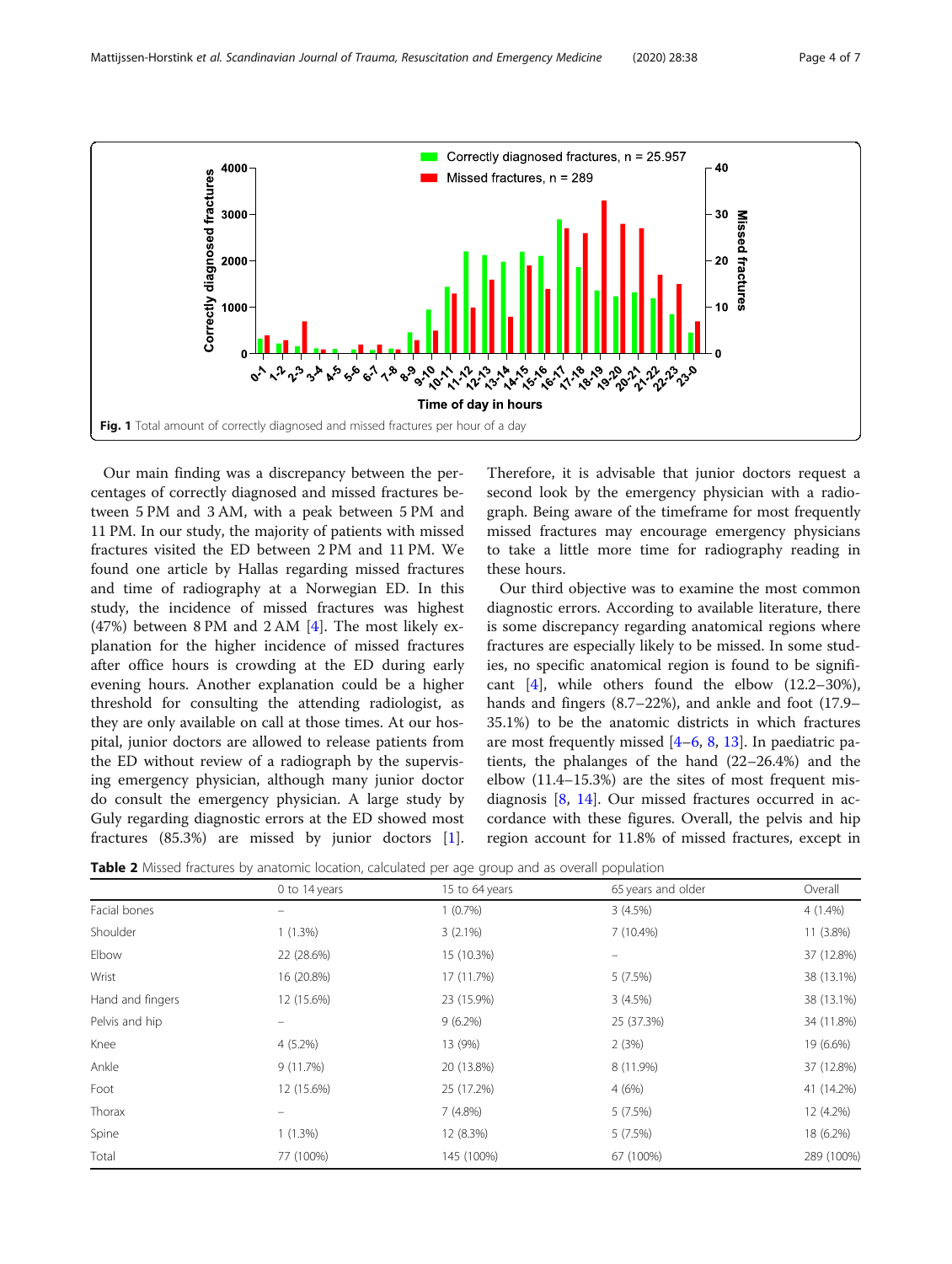Fig. 1 Total amount of correctly diagnosed and missed fractures per hour of a day

Our main finding was a discrepancy between the percentages of correctly diagnosed and missed fractures between 5 PM and 3 AM, with a peak between 5 PM and 11 PM. In our study, the majority of patients with missed fractures visited the ED between 2 PM and 11 PM. We found one article by Hallas regarding missed fractures and time of radiography at a Norwegian ED. In this study, the incidence of missed fractures was highest (47%) between 8 PM and 2 AM [4]. The most likely explanation for the higher incidence of missed fractures after office hours is crowding at the ED during early evening hours. Another explanation could be a higher threshold for consulting the attending radiologist, as they are only available on call at those times. At our hospital, junior doctors are allowed to release patients from the ED without review of a radiograph by the supervising emergency physician, although many junior doctor do consult the emergency physician. A large study by Guly regarding diagnostic errors at the ED showed most fractures (85.3%) are missed by junior doctors [1]. Therefore, it is advisable that junior doctors request a second look by the emergency physician with a radiograph. Being aware of the timeframe for most frequently missed fractures may encourage emergency physicians to take a little more time for radiography reading in these hours.

Our third objective was to examine the most common diagnostic errors. According to available literature, there is some discrepancy regarding anatomical regions where fractures are especially likely to be missed. In some studies, no specific anatomical region is found to be significant [4], while others found the elbow (12.2–30%), hands and fingers (8.7–22%), and ankle and foot (17.9–35.1%) to be the anatomic districts in which fractures are most frequently missed [4–6, 8, 13]. In paediatric patients, the phalanges of the hand (22–26.4%) and the elbow (11.4–15.3%) are the sites of most frequent misdiagnosis [8, 14]. Our missed fractures occurred in accordance with these figures. Overall, the pelvis and hip region account for 11.8% of missed fractures, except in

**Table 2** Missed fractures by anatomic location, calculated per age group and as overall population

| | 0 to 14 years | 15 to 64 years | 65 years and older | Overall |
|---|---|---|---|---|
| Facial bones | – | 1 (0.7%) | 3 (4.5%) | 4 (1.4%) |
| Shoulder | 1 (1.3%) | 3 (2.1%) | 7 (10.4%) | 11 (3.8%) |
| Elbow | 22 (28.6%) | 15 (10.3%) | – | 37 (12.8%) |
| Wrist | 16 (20.8%) | 17 (11.7%) | 5 (7.5%) | 38 (13.1%) |
| Hand and fingers | 12 (15.6%) | 23 (15.9%) | 3 (4.5%) | 38 (13.1%) |
| Pelvis and hip | – | 9 (6.2%) | 25 (37.3%) | 34 (11.8%) |
| Knee | 4 (5.2%) | 13 (9%) | 2 (3%) | 19 (6.6%) |
| Ankle | 9 (11.7%) | 20 (13.8%) | 8 (11.9%) | 37 (12.8%) |
| Foot | 12 (15.6%) | 25 (17.2%) | 4 (6%) | 41 (14.2%) |
| Thorax | – | 7 (4.8%) | 5 (7.5%) | 12 (4.2%) |
| Spine | 1 (1.3%) | 12 (8.3%) | 5 (7.5%) | 18 (6.2%) |
| Total | 77 (100%) | 145 (100%) | 67 (100%) | 289 (100%) |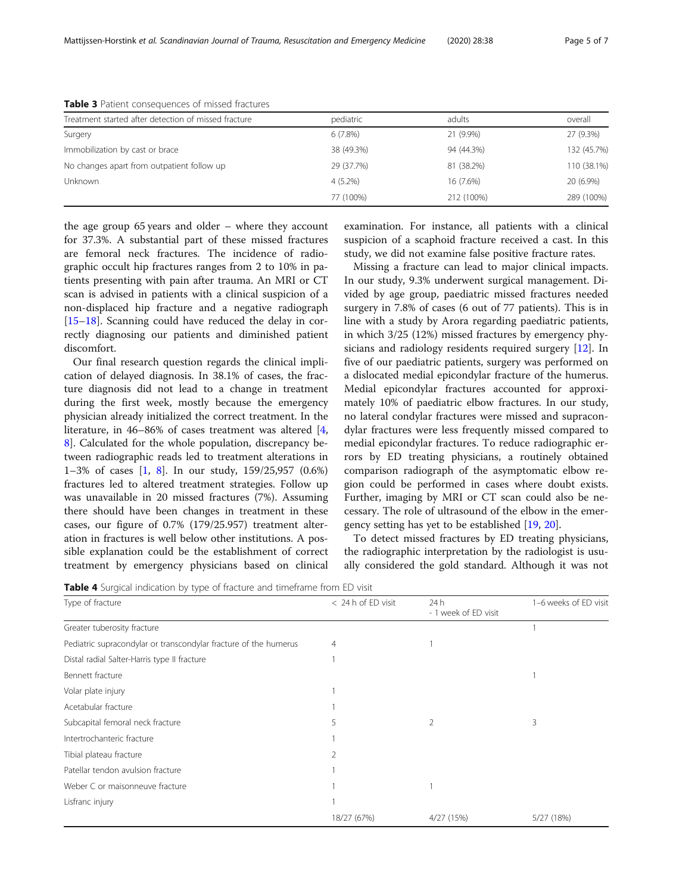**Table 3** Patient consequences of missed fractures

| Treatment started after detection of missed fracture | pediatric | adults | overall |
| --- | --- | --- | --- |
| Surgery | 6 (7.8%) | 21 (9.9%) | 27 (9.3%) |
| Immobilization by cast or brace | 38 (49.3%) | 94 (44.3%) | 132 (45.7%) |
| No changes apart from outpatient follow up | 29 (37.7%) | 81 (38.2%) | 110 (38.1%) |
| Unknown | 4 (5.2%) | 16 (7.6%) | 20 (6.9%) |
| | 77 (100%) | 212 (100%) | 289 (100%) |

the age group 65 years and older – where they account for 37.3%. A substantial part of these missed fractures are femoral neck fractures. The incidence of radiographic occult hip fractures ranges from 2 to 10% in patients presenting with pain after trauma. An MRI or CT scan is advised in patients with a clinical suspicion of a non-displaced hip fracture and a negative radiograph [15–18]. Scanning could have reduced the delay in correctly diagnosing our patients and diminished patient discomfort.

Our final research question regards the clinical implication of delayed diagnosis. In 38.1% of cases, the fracture diagnosis did not lead to a change in treatment during the first week, mostly because the emergency physician already initialized the correct treatment. In the literature, in 46–86% of cases treatment was altered [4, 8]. Calculated for the whole population, discrepancy between radiographic reads led to treatment alterations in 1–3% of cases [1, 8]. In our study, 159/25,957 (0.6%) fractures led to altered treatment strategies. Follow up was unavailable in 20 missed fractures (7%). Assuming there should have been changes in treatment in these cases, our figure of 0.7% (179/25.957) treatment alteration in fractures is well below other institutions. A possible explanation could be the establishment of correct treatment by emergency physicians based on clinical examination. For instance, all patients with a clinical suspicion of a scaphoid fracture received a cast. In this study, we did not examine false positive fracture rates.

Missing a fracture can lead to major clinical impacts. In our study, 9.3% underwent surgical management. Divided by age group, paediatric missed fractures needed surgery in 7.8% of cases (6 out of 77 patients). This is in line with a study by Arora regarding paediatric patients, in which 3/25 (12%) missed fractures by emergency physicians and radiology residents required surgery [12]. In five of our paediatric patients, surgery was performed on a dislocated medial epicondylar fracture of the humerus. Medial epicondylar fractures accounted for approximately 10% of paediatric elbow fractures. In our study, no lateral condylar fractures were missed and supracondylar fractures were less frequently missed compared to medial epicondylar fractures. To reduce radiographic errors by ED treating physicians, a routinely obtained comparison radiograph of the asymptomatic elbow region could be performed in cases where doubt exists. Further, imaging by MRI or CT scan could also be necessary. The role of ultrasound of the elbow in the emergency setting has yet to be established [19, 20].

To detect missed fractures by ED treating physicians, the radiographic interpretation by the radiologist is usually considered the gold standard. Although it was not

**Table 4** Surgical indication by type of fracture and timeframe from ED visit

| Type of fracture | < 24 h of ED visit | 24 h - 1 week of ED visit | 1–6 weeks of ED visit |
| --- | --- | --- | --- |
| Greater tuberosity fracture | | | 1 |
| Pediatric supracondylar or transcondylar fracture of the humerus | 4 | 1 | |
| Distal radial Salter-Harris type II fracture | 1 | | |
| Bennett fracture | | | 1 |
| Volar plate injury | 1 | | |
| Acetabular fracture | 1 | | |
| Subcapital femoral neck fracture | 5 | 2 | 3 |
| Intertrochanteric fracture | 1 | | |
| Tibial plateau fracture | 2 | | |
| Patellar tendon avulsion fracture | 1 | | |
| Weber C or maisonneuve fracture | 1 | 1 | |
| Lisfranc injury | 1 | | |
| | 18/27 (67%) | 4/27 (15%) | 5/27 (18%) |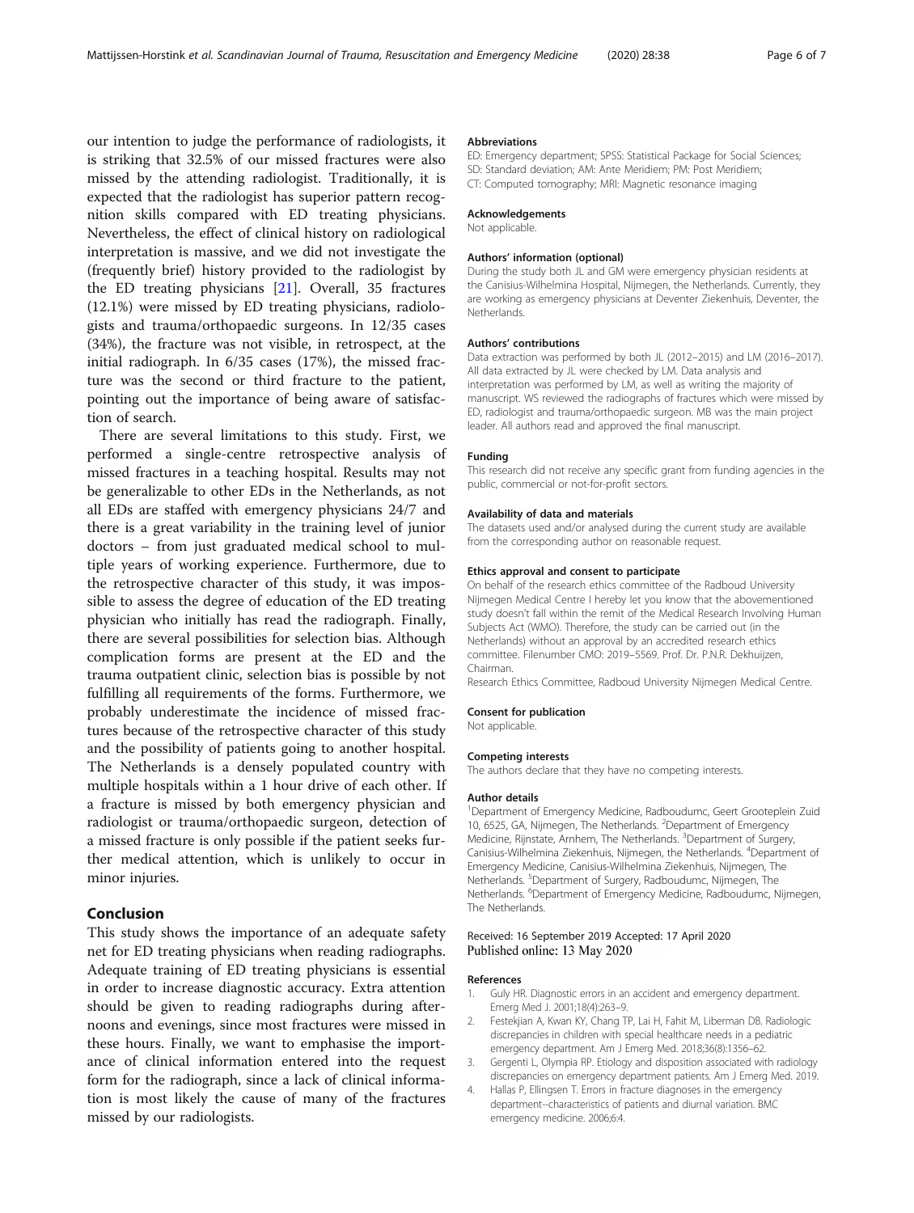our intention to judge the performance of radiologists, it is striking that 32.5% of our missed fractures were also missed by the attending radiologist. Traditionally, it is expected that the radiologist has superior pattern recognition skills compared with ED treating physicians. Nevertheless, the effect of clinical history on radiological interpretation is massive, and we did not investigate the (frequently brief) history provided to the radiologist by the ED treating physicians [21]. Overall, 35 fractures (12.1%) were missed by ED treating physicians, radiologists and trauma/orthopaedic surgeons. In 12/35 cases (34%), the fracture was not visible, in retrospect, at the initial radiograph. In 6/35 cases (17%), the missed fracture was the second or third fracture to the patient, pointing out the importance of being aware of satisfaction of search.

There are several limitations to this study. First, we performed a single-centre retrospective analysis of missed fractures in a teaching hospital. Results may not be generalizable to other EDs in the Netherlands, as not all EDs are staffed with emergency physicians 24/7 and there is a great variability in the training level of junior doctors – from just graduated medical school to multiple years of working experience. Furthermore, due to the retrospective character of this study, it was impossible to assess the degree of education of the ED treating physician who initially has read the radiograph. Finally, there are several possibilities for selection bias. Although complication forms are present at the ED and the trauma outpatient clinic, selection bias is possible by not fulfilling all requirements of the forms. Furthermore, we probably underestimate the incidence of missed fractures because of the retrospective character of this study and the possibility of patients going to another hospital. The Netherlands is a densely populated country with multiple hospitals within a 1 hour drive of each other. If a fracture is missed by both emergency physician and radiologist or trauma/orthopaedic surgeon, detection of a missed fracture is only possible if the patient seeks further medical attention, which is unlikely to occur in minor injuries.

## Conclusion

This study shows the importance of an adequate safety net for ED treating physicians when reading radiographs. Adequate training of ED treating physicians is essential in order to increase diagnostic accuracy. Extra attention should be given to reading radiographs during afternoons and evenings, since most fractures were missed in these hours. Finally, we want to emphasise the importance of clinical information entered into the request form for the radiograph, since a lack of clinical information is most likely the cause of many of the fractures missed by our radiologists.

#### Abbreviations

ED: Emergency department; SPSS: Statistical Package for Social Sciences; SD: Standard deviation; AM: Ante Meridiem; PM: Post Meridiem; CT: Computed tomography; MRI: Magnetic resonance imaging

#### Acknowledgements

Not applicable.

#### Authors' information (optional)

During the study both JL and GM were emergency physician residents at the Canisius-Wilhelmina Hospital, Nijmegen, the Netherlands. Currently, they are working as emergency physicians at Deventer Ziekenhuis, Deventer, the Netherlands.

#### Authors' contributions

Data extraction was performed by both JL (2012–2015) and LM (2016–2017). All data extracted by JL were checked by LM. Data analysis and interpretation was performed by LM, as well as writing the majority of manuscript. WS reviewed the radiographs of fractures which were missed by ED, radiologist and trauma/orthopaedic surgeon. MB was the main project leader. All authors read and approved the final manuscript.

#### Funding

This research did not receive any specific grant from funding agencies in the public, commercial or not-for-profit sectors.

#### Availability of data and materials

The datasets used and/or analysed during the current study are available from the corresponding author on reasonable request.

#### Ethics approval and consent to participate

On behalf of the research ethics committee of the Radboud University Nijmegen Medical Centre I hereby let you know that the abovementioned study doesn't fall within the remit of the Medical Research Involving Human Subjects Act (WMO). Therefore, the study can be carried out (in the Netherlands) without an approval by an accredited research ethics committee. Filenumber CMO: 2019–5569. Prof. Dr. P.N.R. Dekhuijzen, Chairman.

Research Ethics Committee, Radboud University Nijmegen Medical Centre.

#### Consent for publication

Not applicable.

#### Competing interests

The authors declare that they have no competing interests.

#### Author details

[1]Department of Emergency Medicine, Radboudumc, Geert Grooteplein Zuid 10, 6525, GA, Nijmegen, The Netherlands. [2]Department of Emergency Medicine, Rijnstate, Arnhem, The Netherlands. [3]Department of Surgery, Canisius-Wilhelmina Ziekenhuis, Nijmegen, the Netherlands. [4]Department of Emergency Medicine, Canisius-Wilhelmina Ziekenhuis, Nijmegen, The Netherlands. [5]Department of Surgery, Radboudumc, Nijmegen, The Netherlands. [6]Department of Emergency Medicine, Radboudumc, Nijmegen, The Netherlands.

Received: 16 September 2019 Accepted: 17 April 2020
Published online: 13 May 2020

#### References

1. Guly HR. Diagnostic errors in an accident and emergency department. Emerg Med J. 2001;18(4):263–9.
2. Festekjian A, Kwan KY, Chang TP, Lai H, Fahit M, Liberman DB. Radiologic discrepancies in children with special healthcare needs in a pediatric emergency department. Am J Emerg Med. 2018;36(8):1356–62.
3. Gergenti L, Olympia RP. Etiology and disposition associated with radiology discrepancies on emergency department patients. Am J Emerg Med. 2019.
4. Hallas P, Ellingsen T. Errors in fracture diagnoses in the emergency department--characteristics of patients and diurnal variation. BMC emergency medicine. 2006;6:4.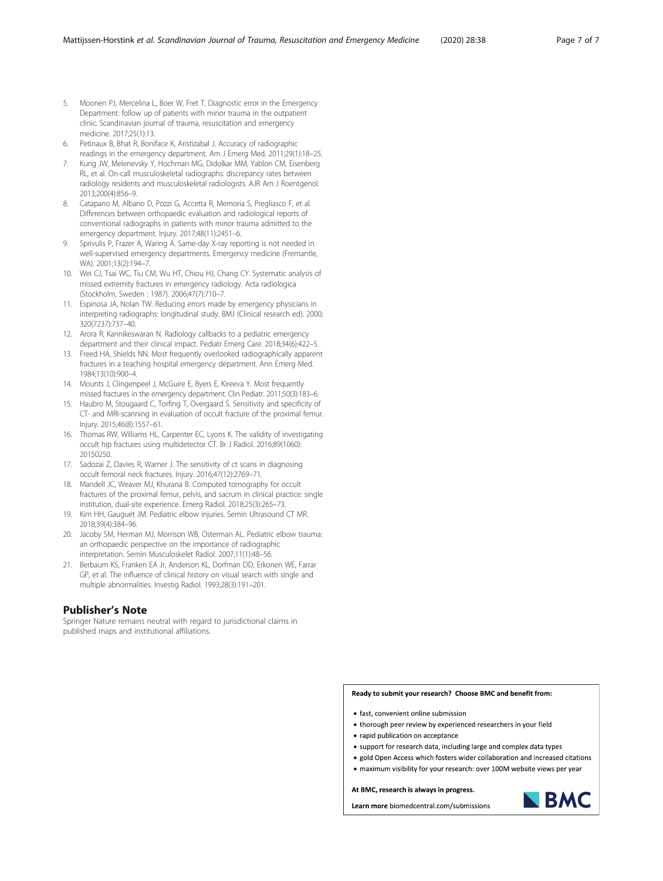5. Moonen PJ, Mercelina L, Boer W, Fret T. Diagnostic error in the Emergency Department: follow up of patients with minor trauma in the outpatient clinic. Scandinavian journal of trauma, resuscitation and emergency medicine. 2017;25(1):13.
6. Petinaux B, Bhat R, Boniface K, Aristizabal J. Accuracy of radiographic readings in the emergency department. Am J Emerg Med. 2011;29(1):18–25.
7. Kung JW, Melenevsky Y, Hochman MG, Didolkar MM, Yablon CM, Eisenberg RL, et al. On-call musculoskeletal radiographs: discrepancy rates between radiology residents and musculoskeletal radiologists. AJR Am J Roentgenol. 2013;200(4):856–9.
8. Catapano M, Albano D, Pozzi G, Accetta R, Memoria S, Pregliasco F, et al. Differences between orthopaedic evaluation and radiological reports of conventional radiographs in patients with minor trauma admitted to the emergency department. Injury. 2017;48(11):2451–6.
9. Sprivulis P, Frazer A, Waring A. Same-day X-ray reporting is not needed in well-supervised emergency departments. Emergency medicine (Fremantle, WA). 2001;13(2):194–7.
10. Wei CJ, Tsai WC, Tiu CM, Wu HT, Chiou HJ, Chang CY. Systematic analysis of missed extremity fractures in emergency radiology. Acta radiologica (Stockholm, Sweden : 1987). 2006;47(7):710–7.
11. Espinosa JA, Nolan TW. Reducing errors made by emergency physicians in interpreting radiographs: longitudinal study. BMJ (Clinical research ed). 2000; 320(7237):737–40.
12. Arora R, Kannikeswaran N. Radiology callbacks to a pediatric emergency department and their clinical impact. Pediatr Emerg Care. 2018;34(6):422–5.
13. Freed HA, Shields NN. Most frequently overlooked radiographically apparent fractures in a teaching hospital emergency department. Ann Emerg Med. 1984;13(10):900–4.
14. Mounts J, Clingenpeel J, McGuire E, Byers E, Kireeva Y. Most frequently missed fractures in the emergency department. Clin Pediatr. 2011;50(3):183–6.
15. Haubro M, Stougaard C, Torfing T, Overgaard S. Sensitivity and specificity of CT- and MRI-scanning in evaluation of occult fracture of the proximal femur. Injury. 2015;46(8):1557–61.
16. Thomas RW, Williams HL, Carpenter EC, Lyons K. The validity of investigating occult hip fractures using multidetector CT. Br J Radiol. 2016;89(1060): 20150250.
17. Sadozai Z, Davies R, Warner J. The sensitivity of ct scans in diagnosing occult femoral neck fractures. Injury. 2016;47(12):2769–71.
18. Mandell JC, Weaver MJ, Khurana B. Computed tomography for occult fractures of the proximal femur, pelvis, and sacrum in clinical practice: single institution, dual-site experience. Emerg Radiol. 2018;25(3):265–73.
19. Kim HH, Gauguet JM. Pediatric elbow injuries. Semin Ultrasound CT MR. 2018;39(4):384–96.
20. Jacoby SM, Herman MJ, Morrison WB, Osterman AL. Pediatric elbow trauma: an orthopaedic perspective on the importance of radiographic interpretation. Semin Musculoskelet Radiol. 2007;11(1):48–56.
21. Berbaum KS, Franken EA Jr, Anderson KL, Dorfman DD, Erkonen WE, Farrar GP, et al. The influence of clinical history on visual search with single and multiple abnormalities. Investig Radiol. 1993;28(3):191–201.

## Publisher's Note

Springer Nature remains neutral with regard to jurisdictional claims in published maps and institutional affiliations.

**Ready to submit your research? Choose BMC and benefit from:**

- fast, convenient online submission
- thorough peer review by experienced researchers in your field
- rapid publication on acceptance
- support for research data, including large and complex data types
- gold Open Access which fosters wider collaboration and increased citations
- maximum visibility for your research: over 100M website views per year

**At BMC, research is always in progress.**

**Learn more** biomedcentral.com/submissions

BMC